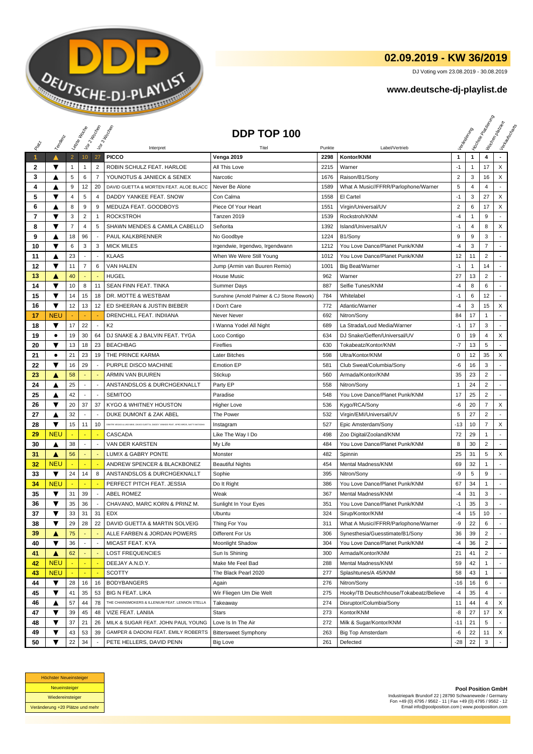## 02.09.2019 - KW 36/2019

DJ Voting vom 23.08.2019 - 30.08.2019

**www.deutsche-dj-playlist.de**

# DDP TOP 100

| Platz | Tendenz | Letzte Woche | Vor 2 Wochen | Vor 3 Wochen | Interpret | Titel | Punkte | Label/Vertrieb | Veränderung | Höchste Platzierung | Wochen platziert | Verkaufscharts |
|---|---|---|---|---|---|---|---|---|---|---|---|---|
| 1 | ▲ | 2 | 10 | 27 | PICCO | Venga 2019 | 2298 | Kontor/KNM | 1 | 1 | 4 | - |
| 2 | ▼ | 1 | 1 | 2 | ROBIN SCHULZ FEAT. HARLOE | All This Love | 2215 | Warner | -1 | 1 | 17 | X |
| 3 | ▲ | 5 | 6 | 7 | YOUNOTUS & JANIECK & SENEX | Narcotic | 1676 | Raison/B1/Sony | 2 | 3 | 16 | X |
| 4 | ▲ | 9 | 12 | 20 | DAVID GUETTA & MORTEN FEAT. ALOE BLACC | Never Be Alone | 1589 | What A Music//FFRR/Parlophone/Warner | 5 | 4 | 4 | - |
| 5 | ▼ | 4 | 5 | 4 | DADDY YANKEE FEAT. SNOW | Con Calma | 1558 | El Cartel | -1 | 3 | 27 | X |
| 6 | ▲ | 8 | 9 | 9 | MEDUZA FEAT. GOODBOYS | Piece Of Your Heart | 1551 | Virgin/Universal/UV | 2 | 6 | 17 | X |
| 7 | ▼ | 3 | 2 | 1 | ROCKSTROH | Tanzen 2019 | 1539 | Rockstroh/KNM | -4 | 1 | 9 | - |
| 8 | ▼ | 7 | 4 | 5 | SHAWN MENDES & CAMILA CABELLO | Señorita | 1392 | Island/Universal/UV | -1 | 4 | 8 | X |
| 9 | ▲ | 18 | 96 | - | PAUL KALKBRENNER | No Goodbye | 1224 | B1/Sony | 9 | 9 | 3 | - |
| 10 | ▼ | 6 | 3 | 3 | MICK MILES | Irgendwie, Irgendwo, Irgendwann | 1212 | You Love Dance/Planet Punk/KNM | -4 | 3 | 7 | - |
| 11 | ▲ | 23 | - | - | KLAAS | When We Were Still Young | 1012 | You Love Dance/Planet Punk/KNM | 12 | 11 | 2 | - |
| 12 | ▼ | 11 | 7 | 6 | VAN HALEN | Jump (Armin van Buuren Remix) | 1001 | Big Beat/Warner | -1 | 1 | 14 | - |
| 13 | ▲ | 40 | - | - | HUGEL | House Music | 962 | Warner | 27 | 13 | 2 | - |
| 14 | ▼ | 10 | 8 | 11 | SEAN FINN FEAT. TINKA | Summer Days | 887 | Selfie Tunes/KNM | -4 | 8 | 6 | - |
| 15 | ▼ | 14 | 15 | 18 | DR. MOTTE & WESTBAM | Sunshine (Arnold Palmer & CJ Stone Rework) | 784 | Whitelabel | -1 | 6 | 12 | - |
| 16 | ▼ | 12 | 13 | 12 | ED SHEERAN & JUSTIN BIEBER | I Don't Care | 772 | Atlantic/Warner | -4 | 3 | 15 | X |
| 17 | NEU | - | - | - | DRENCHILL FEAT. INDIIANA | Never Never | 692 | Nitron/Sony | 84 | 17 | 1 | - |
| 18 | ▼ | 17 | 22 | - | K2 | I Wanna Yodel All Night | 689 | La Strada/Loud Media/Warner | -1 | 17 | 3 | - |
| 19 | ● | 19 | 30 | 64 | DJ SNAKE & J BALVIN FEAT. TYGA | Loco Contigo | 634 | DJ Snake/Geffen/Universal/UV | 0 | 19 | 4 | X |
| 20 | ▼ | 13 | 18 | 23 | BEACHBAG | Fireflies | 630 | Tokabeatz/Kontor/KNM | -7 | 13 | 5 | - |
| 21 | ● | 21 | 23 | 19 | THE PRINCE KARMA | Later Bitches | 598 | Ultra/Kontor/KNM | 0 | 12 | 35 | X |
| 22 | ▼ | 16 | 29 | - | PURPLE DISCO MACHINE | Emotion EP | 581 | Club Sweat/Columbia/Sony | -6 | 16 | 3 | - |
| 23 | ▲ | 58 | - | - | ARMIN VAN BUUREN | Stickup | 560 | Armada/Kontor/KNM | 35 | 23 | 2 | - |
| 24 | ▲ | 25 | - | - | ANSTANDSLOS & DURCHGEKNALLT | Party EP | 558 | Nitron/Sony | 1 | 24 | 2 | - |
| 25 | ▲ | 42 | - | - | SEMITOO | Paradise | 548 | You Love Dance/Planet Punk/KNM | 17 | 25 | 2 | - |
| 26 | ▼ | 20 | 37 | 37 | KYGO & WHITNEY HOUSTON | Higher Love | 536 | Kygo/RCA/Sony | -6 | 20 | 7 | X |
| 27 | ▲ | 32 | - | - | DUKE DUMONT & ZAK ABEL | The Power | 532 | Virgin/EMI/Universal/UV | 5 | 27 | 2 | - |
| 28 | ▼ | 15 | 11 | 10 | DIMITRI VEGAS & LIKE MIKE, DAVID GUETTA, DADDY YANKEE FEAT. AFRO BROS, NATTI NATASHA | Instagram | 527 | Epic Amsterdam/Sony | -13 | 10 | 7 | X |
| 29 | NEU | - | - | - | CASCADA | Like The Way I Do | 498 | Zoo Digital/Zooland/KNM | 72 | 29 | 1 | - |
| 30 | ▲ | 38 | - | - | VAN DER KARSTEN | My Life | 484 | You Love Dance/Planet Punk/KNM | 8 | 30 | 2 | - |
| 31 | ▲ | 56 | - | - | LUM!X & GABRY PONTE | Monster | 482 | Spinnin | 25 | 31 | 5 | X |
| 32 | NEU | - | - | - | ANDREW SPENCER & BLACKBONEZ | Beautiful Nights | 454 | Mental Madness/KNM | 69 | 32 | 1 | - |
| 33 | ▼ | 24 | 14 | 8 | ANSTANDSLOS & DURCHGEKNALLT | Sophie | 395 | Nitron/Sony | -9 | 5 | 9 | - |
| 34 | NEU | - | - | - | PERFECT PITCH FEAT. JESSIA | Do It Right | 386 | You Love Dance/Planet Punk/KNM | 67 | 34 | 1 | - |
| 35 | ▼ | 31 | 39 | - | ABEL ROMEZ | Weak | 367 | Mental Madness/KNM | -4 | 31 | 3 | - |
| 36 | ▼ | 35 | 36 | - | CHAVANO, MARC KORN & PRINZ M. | Sunlight In Your Eyes | 351 | You Love Dance/Planet Punk/KNM | -1 | 35 | 3 | - |
| 37 | ▼ | 33 | 31 | 31 | EDX | Ubuntu | 324 | Sirup/Kontor/KNM | -4 | 15 | 10 | - |
| 38 | ▼ | 29 | 28 | 22 | DAVID GUETTA & MARTIN SOLVEIG | Thing For You | 311 | What A Music//FFRR/Parlophone/Warner | -9 | 22 | 6 | - |
| 39 | ▲ | 75 | - | - | ALLE FARBEN & JORDAN POWERS | Different For Us | 306 | Synesthesia/Guesstimate/B1/Sony | 36 | 39 | 2 | - |
| 40 | ▼ | 36 | - | - | MICAST FEAT. KYA | Moonlight Shadow | 304 | You Love Dance/Planet Punk/KNM | -4 | 36 | 2 | - |
| 41 | ▲ | 62 | - | - | LOST FREQUENCIES | Sun Is Shining | 300 | Armada/Kontor/KNM | 21 | 41 | 2 | - |
| 42 | NEU | - | - | - | DEEJAY A.N.D.Y. | Make Me Feel Bad | 288 | Mental Madness/KNM | 59 | 42 | 1 | - |
| 43 | NEU | - | - | - | SCOTTY | The Black Pearl 2020 | 277 | Splashtunes/A 45/KNM | 58 | 43 | 1 | - |
| 44 | ▼ | 28 | 16 | 16 | BODYBANGERS | Again | 276 | Nitron/Sony | -16 | 16 | 6 | - |
| 45 | ▼ | 41 | 35 | 53 | BIG N FEAT. LIKA | Wir Fliegen Um Die Welt | 275 | Hooky/TB Deutschhouse/Tokabeatz/Believe | -4 | 35 | 4 | - |
| 46 | ▲ | 57 | 44 | 78 | THE CHAINSMOKERS & ILLENIUM FEAT. LENNON STELLA | Takeaway | 274 | Disruptor/Columbia/Sony | 11 | 44 | 4 | X |
| 47 | ▼ | 39 | 45 | 48 | VIZE FEAT. LANIIA | Stars | 273 | Kontor/KNM | -8 | 27 | 17 | X |
| 48 | ▼ | 37 | 21 | 26 | MILK & SUGAR FEAT. JOHN PAUL YOUNG | Love Is In The Air | 272 | Milk & Sugar/Kontor/KNM | -11 | 21 | 5 | - |
| 49 | ▼ | 43 | 53 | 39 | GAMPER & DADONI FEAT. EMILY ROBERTS | Bittersweet Symphony | 263 | Big Top Amsterdam | -6 | 22 | 11 | X |
| 50 | ▼ | 22 | 34 | - | PETE HELLERS, DAVID PENN | Big Love | 261 | Defected | -28 | 22 | 3 | - |

| |
|---|
| Höchster Neueinsteiger |
| Neueinsteiger |
| Wiedereinsteiger |
| Veränderung +20 Plätze und mehr |

**Pool Position GmbH**
Industriepark Brundorf 22 | 28790 Schwanewede / Germany
Fon +49 (0) 4795 / 9562 - 11 | Fax +49 (0) 4795 / 9562 - 12
Email info@poolposition.com | www.poolposition.com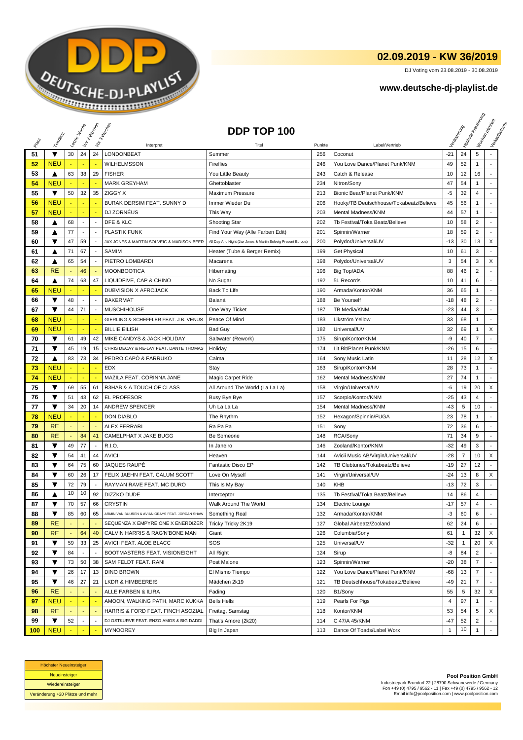# 02.09.2019 - KW 36/2019

DJ Voting vom 23.08.2019 - 30.08.2019

## www.deutsche-dj-playlist.de

## DDP TOP 100

| Platz | Tendenz | Letzte Woche | Vor 2 Wochen | Vor 3 Wochen | Interpret | Titel | Punkte | Label/Vertrieb | Veränderung | Höchste Platzierung | Wochen platziert | Verkaufscharts |
|---|---|---|---|---|---|---|---|---|---|---|---|---|
| 51 | ▼ | 30 | 24 | 24 | LONDONBEAT | Summer | 256 | Coconut | -21 | 24 | 5 | - |
| 52 | NEU | - | - | - | WILHELMSSON | Fireflies | 246 | You Love Dance/Planet Punk/KNM | 49 | 52 | 1 | - |
| 53 | ▲ | 63 | 38 | 29 | FISHER | You Little Beauty | 243 | Catch & Release | 10 | 12 | 16 | - |
| 54 | NEU | - | - | - | MARK GREYHAM | Ghettoblaster | 234 | Nitron/Sony | 47 | 54 | 1 | - |
| 55 | ▼ | 50 | 32 | 35 | ZIGGY X | Maximum Pressure | 213 | Bionic Bear/Planet Punk/KNM | -5 | 32 | 4 | - |
| 56 | NEU | - | - | - | BURAK DERSIM FEAT. SUNNY D | Immer Wieder Du | 206 | Hooky/TB Deutschhouse/Tokabeatz/Believe | 45 | 56 | 1 | - |
| 57 | NEU | - | - | - | DJ ZORNÉUS | This Way | 203 | Mental Madness/KNM | 44 | 57 | 1 | - |
| 58 | ▲ | 68 | - | - | DFE & KLC | Shooting Star | 202 | Tb Festival/Toka Beatz/Believe | 10 | 58 | 2 | - |
| 59 | ▲ | 77 | - | - | PLASTIK FUNK | Find Your Way (Alle Farben Edit) | 201 | Spinnin/Warner | 18 | 59 | 2 | - |
| 60 | ▼ | 47 | 59 | - | JAX JONES & MARTIN SOLVEIG & MADISON BEER | All Day And Night (Jax Jones & Martin Solveig Present Europa) | 200 | Polydor/Universal/UV | -13 | 30 | 13 | X |
| 61 | ▲ | 71 | 67 | - | SAMIM | Heater (Tube & Berger Remix) | 199 | Get Physical | 10 | 61 | 3 | - |
| 62 | ▲ | 65 | 54 | - | PIETRO LOMBARDI | Macarena | 198 | Polydor/Universal/UV | 3 | 54 | 3 | X |
| 63 | RE | - | 46 | - | MOONBOOTICA | Hibernating | 196 | Big Top/ADA | 88 | 46 | 2 | - |
| 64 | ▲ | 74 | 63 | 47 | LIQUIDFIVE, CAP & CHINO | No Sugar | 192 | 5L Records | 10 | 41 | 6 | - |
| 65 | NEU | - | - | - | DUBVISION X AFROJACK | Back To Life | 190 | Armada/Kontor/KNM | 36 | 65 | 1 | - |
| 66 | ▼ | 48 | - | - | BAKERMAT | Baianá | 188 | Be Yourself | -18 | 48 | 2 | - |
| 67 | ▼ | 44 | 71 | - | MUSCHIHOUSE | One Way Ticket | 187 | TB Media/KNM | -23 | 44 | 3 | - |
| 68 | NEU | - | - | - | GIERLING & SCHEFFLER FEAT. J.B. VENUS | Peace Of Mind | 183 | Likström Yellow | 33 | 68 | 1 | - |
| 69 | NEU | - | - | - | BILLIE EILISH | Bad Guy | 182 | Universal/UV | 32 | 69 | 1 | X |
| 70 | ▼ | 61 | 49 | 42 | MIKE CANDYS & JACK HOLIDAY | Saltwater (Rework) | 175 | Sirup/Kontor/KNM | -9 | 40 | 7 | - |
| 71 | ▼ | 45 | 19 | 15 | CHRIS DECAY & RE-LAY FEAT. DANTE THOMAS | Holiday | 174 | Lit Bit/Planet Punk/KNM | -26 | 15 | 6 | - |
| 72 | ▲ | 83 | 73 | 34 | PEDRO CAPÓ & FARRUKO | Calma | 164 | Sony Music Latin | 11 | 28 | 12 | X |
| 73 | NEU | - | - | - | EDX | Stay | 163 | Sirup/Kontor/KNM | 28 | 73 | 1 | - |
| 74 | NEU | - | - | - | MAZILA FEAT. CORINNA JANE | Magic Carpet Ride | 162 | Mental Madness/KNM | 27 | 74 | 1 | - |
| 75 | ▼ | 69 | 55 | 61 | R3HAB & A TOUCH OF CLASS | All Around The World (La La La) | 158 | Virgin/Universal/UV | -6 | 19 | 20 | X |
| 76 | ▼ | 51 | 43 | 62 | EL PROFESOR | Busy Bye Bye | 157 | Scorpio/Kontor/KNM | -25 | 43 | 4 | - |
| 77 | ▼ | 34 | 20 | 14 | ANDREW SPENCER | Uh La La La | 154 | Mental Madness/KNM | -43 | 5 | 10 | - |
| 78 | NEU | - | - | - | DON DIABLO | The Rhythm | 152 | Hexagon/Spinnin/FUGA | 23 | 78 | 1 | - |
| 79 | RE | - | - | - | ALEX FERRARI | Ra Pa Pa | 151 | Sony | 72 | 36 | 6 | - |
| 80 | RE | - | 84 | 41 | CAMELPHAT X JAKE BUGG | Be Someone | 148 | RCA/Sony | 71 | 34 | 9 | - |
| 81 | ▼ | 49 | 77 | - | R.I.O. | In Janeiro | 146 | Zooland/Kontor/KNM | -32 | 49 | 3 | - |
| 82 | ▼ | 54 | 41 | 44 | AVICII | Heaven | 144 | Avicii Music AB/Virgin/Universal/UV | -28 | 7 | 10 | X |
| 83 | ▼ | 64 | 75 | 60 | JAQUES RAUPÉ | Fantastic Disco EP | 142 | TB Clubtunes/Tokabeatz/Believe | -19 | 27 | 12 | - |
| 84 | ▼ | 60 | 26 | 17 | FELIX JAEHN FEAT. CALUM SCOTT | Love On Myself | 141 | Virgin/Universal/UV | -24 | 13 | 8 | X |
| 85 | ▼ | 72 | 79 | - | RAYMAN RAVE FEAT. MC DURO | This Is My Bay | 140 | KHB | -13 | 72 | 3 | - |
| 86 | ▲ | 10 | 10 | 92 | DIZZKO DUDE | Interceptor | 135 | Tb Festival/Toka Beatz/Believe | 14 | 86 | 4 | - |
| 87 | ▼ | 70 | 57 | 66 | CRYSTIN | Walk Around The World | 134 | Electric Lounge | -17 | 57 | 4 | - |
| 88 | ▼ | 85 | 60 | 65 | ARMIN VAN BUUREN & AVIAN GRAYS FEAT. JORDAN SHAW | Something Real | 132 | Armada/Kontor/KNM | -3 | 60 | 6 | - |
| 89 | RE | - | - | - | SEQUENZA X EMPYRE ONE X ENERDIZER | Tricky Tricky 2K19 | 127 | Global Airbeatz/Zooland | 62 | 24 | 6 | - |
| 90 | RE | - | 64 | 40 | CALVIN HARRIS & RAG'N'BONE MAN | Giant | 126 | Columbia/Sony | 61 | 1 | 32 | X |
| 91 | ▼ | 59 | 33 | 25 | AVICII FEAT. ALOE BLACC | SOS | 125 | Universal/UV | -32 | 1 | 20 | X |
| 92 | ▼ | 84 | - | - | BOOTMASTERS FEAT. VISIONEIGHT | All Right | 124 | Sirup | -8 | 84 | 2 | - |
| 93 | ▼ | 73 | 50 | 38 | SAM FELDT FEAT. RANI | Post Malone | 123 | Spinnin/Warner | -20 | 38 | 7 | - |
| 94 | ▼ | 26 | 17 | 13 | DINO BROWN | El Mismo Tiempo | 122 | You Love Dance/Planet Punk/KNM | -68 | 13 | 7 | - |
| 95 | ▼ | 46 | 27 | 21 | LKDR & HIMBEERE!S | Mädchen 2k19 | 121 | TB Deutschhouse/Tokabeatz/Believe | -49 | 21 | 7 | - |
| 96 | RE | - | - | - | ALLE FARBEN & ILIRA | Fading | 120 | B1/Sony | 55 | 5 | 32 | X |
| 97 | NEU | - | - | - | AMOON, WALKING PATH, MARC KUKKA | Bells Hells | 119 | Pearls For Pigs | 4 | 97 | 1 | - |
| 98 | RE | - | - | - | HARRIS & FORD FEAT. FINCH ASOZIAL | Freitag, Samstag | 118 | Kontor/KNM | 53 | 54 | 5 | X |
| 99 | ▼ | 52 | - | - | DJ OSTKURVE FEAT. ENZO AMOS & BIG DADDI | That's Amore (2k20) | 114 | C 47/A 45/KNM | -47 | 52 | 2 | - |
| 100 | NEU | - | - | - | MYNOOREY | Big In Japan | 113 | Dance Of Toads/Label Worx | 1 | 10 | 1 | - |

| |
|---|
| Höchster Neueinsteiger |
| Neueinsteiger |
| Wiedereinsteiger |
| Veränderung +20 Plätze und mehr |

**Pool Position GmbH**
Industriepark Brundorf 22 | 28790 Schwanewede / Germany
Fon +49 (0) 4795 / 9562 - 11 | Fax +49 (0) 4795 / 9562 - 12
Email info@poolposition.com | www.poolposition.com